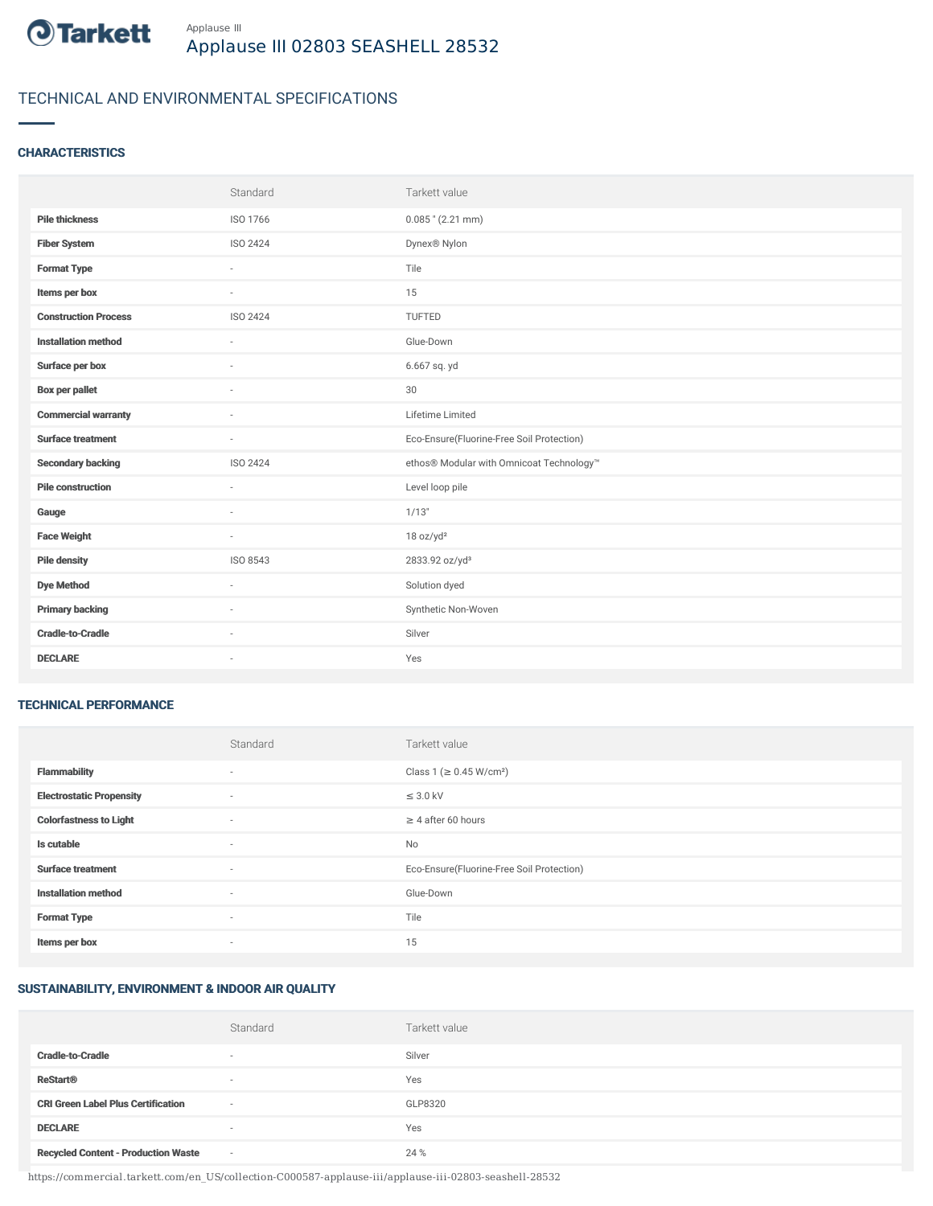Tarkett

Applause III

# Applause III 02803 SEASHELL 28532

## TECHNICAL AND ENVIRONMENTAL SPECIFICATIONS

### CHARACTERISTICS

| | Standard | Tarkett value |
|---|---|---|
| **Pile thickness** | ISO 1766 | 0.085 " (2.21 mm) |
| **Fiber System** | ISO 2424 | Dynex® Nylon |
| **Format Type** | - | Tile |
| **Items per box** | - | 15 |
| **Construction Process** | ISO 2424 | TUFTED |
| **Installation method** | - | Glue-Down |
| **Surface per box** | - | 6.667 sq. yd |
| **Box per pallet** | - | 30 |
| **Commercial warranty** | - | Lifetime Limited |
| **Surface treatment** | - | Eco-Ensure(Fluorine-Free Soil Protection) |
| **Secondary backing** | ISO 2424 | ethos® Modular with Omnicoat Technology™ |
| **Pile construction** | - | Level loop pile |
| **Gauge** | - | 1/13" |
| **Face Weight** | - | 18 oz/yd² |
| **Pile density** | ISO 8543 | 2833.92 oz/yd³ |
| **Dye Method** | - | Solution dyed |
| **Primary backing** | - | Synthetic Non-Woven |
| **Cradle-to-Cradle** | - | Silver |
| **DECLARE** | - | Yes |

### TECHNICAL PERFORMANCE

| | Standard | Tarkett value |
|---|---|---|
| **Flammability** | - | Class 1 (≥ 0.45 W/cm²) |
| **Electrostatic Propensity** | - | ≤ 3.0 kV |
| **Colorfastness to Light** | - | ≥ 4 after 60 hours |
| **Is cutable** | - | No |
| **Surface treatment** | - | Eco-Ensure(Fluorine-Free Soil Protection) |
| **Installation method** | - | Glue-Down |
| **Format Type** | - | Tile |
| **Items per box** | - | 15 |

### SUSTAINABILITY, ENVIRONMENT & INDOOR AIR QUALITY

| | Standard | Tarkett value |
|---|---|---|
| **Cradle-to-Cradle** | - | Silver |
| **ReStart®** | - | Yes |
| **CRI Green Label Plus Certification** | - | GLP8320 |
| **DECLARE** | - | Yes |
| **Recycled Content - Production Waste** | - | 24 % |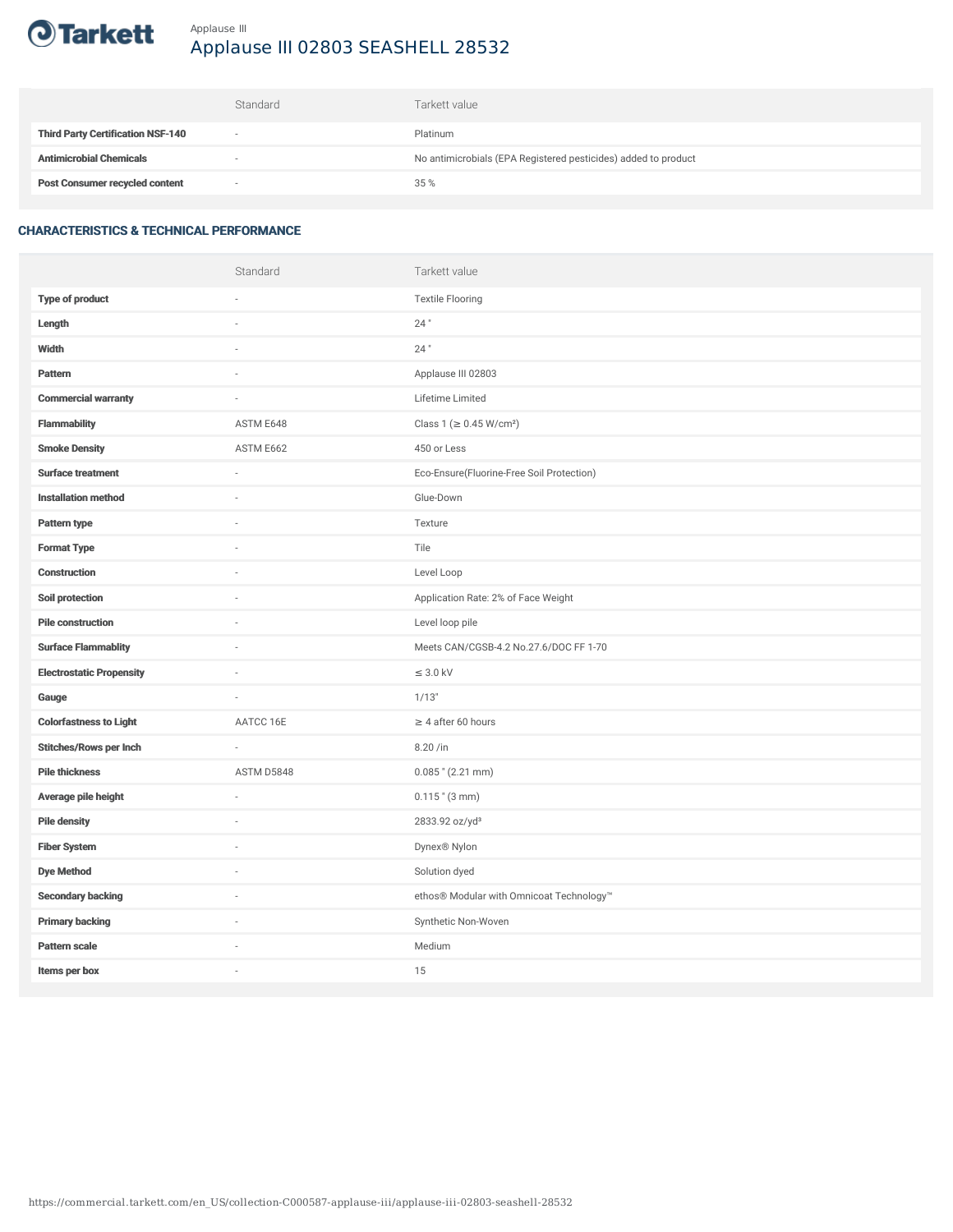Applause III

# Applause III 02803 SEASHELL 28532

| | Standard | Tarkett value |
|---|---|---|
| **Third Party Certification NSF-140** | - | Platinum |
| **Antimicrobial Chemicals** | - | No antimicrobials (EPA Registered pesticides) added to product |
| **Post Consumer recycled content** | - | 35 % |

## CHARACTERISTICS & TECHNICAL PERFORMANCE

| | Standard | Tarkett value |
|---|---|---|
| **Type of product** | - | Textile Flooring |
| **Length** | - | 24 " |
| **Width** | - | 24 " |
| **Pattern** | - | Applause III 02803 |
| **Commercial warranty** | - | Lifetime Limited |
| **Flammability** | ASTM E648 | Class 1 (≥ 0.45 W/cm²) |
| **Smoke Density** | ASTM E662 | 450 or Less |
| **Surface treatment** | - | Eco-Ensure(Fluorine-Free Soil Protection) |
| **Installation method** | - | Glue-Down |
| **Pattern type** | - | Texture |
| **Format Type** | - | Tile |
| **Construction** | - | Level Loop |
| **Soil protection** | - | Application Rate: 2% of Face Weight |
| **Pile construction** | - | Level loop pile |
| **Surface Flammablity** | - | Meets CAN/CGSB-4.2 No.27.6/DOC FF 1-70 |
| **Electrostatic Propensity** | - | ≤ 3.0 kV |
| **Gauge** | - | 1/13" |
| **Colorfastness to Light** | AATCC 16E | ≥ 4 after 60 hours |
| **Stitches/Rows per Inch** | - | 8.20 /in |
| **Pile thickness** | ASTM D5848 | 0.085 " (2.21 mm) |
| **Average pile height** | - | 0.115 " (3 mm) |
| **Pile density** | - | 2833.92 oz/yd³ |
| **Fiber System** | - | Dynex® Nylon |
| **Dye Method** | - | Solution dyed |
| **Secondary backing** | - | ethos® Modular with Omnicoat Technology™ |
| **Primary backing** | - | Synthetic Non-Woven |
| **Pattern scale** | - | Medium |
| **Items per box** | - | 15 |

https://commercial.tarkett.com/en_US/collection-C000587-applause-iii/applause-iii-02803-seashell-28532